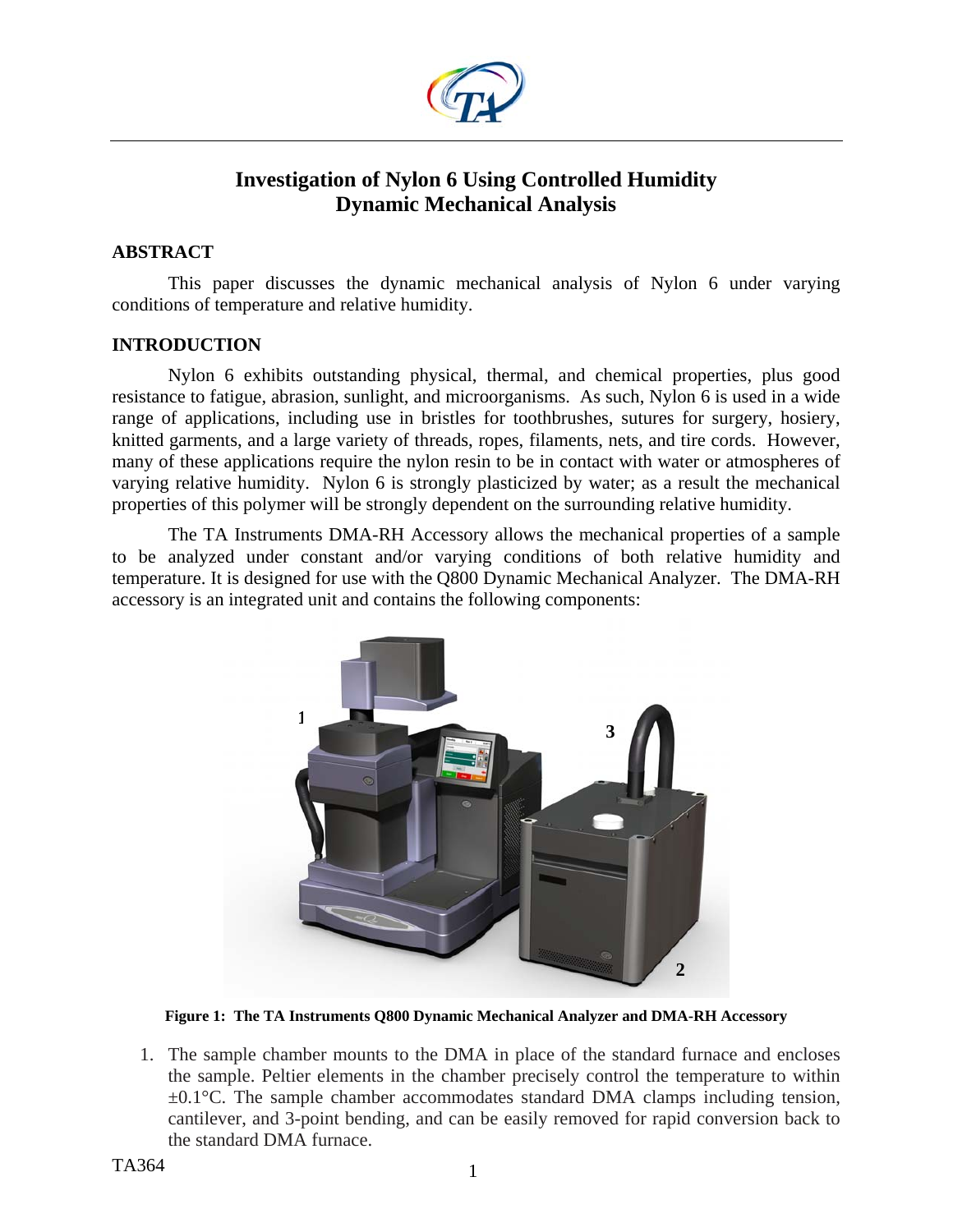# Investigation of Nylon 6 Using Controlled Humidity Dynamic Mechanical Analysis

## ABSTRACT

This paper discusses the dynamic mechanical analysis of Nylon 6 under varying conditions of temperature and relative humidity.

## INTRODUCTION

Nylon 6 exhibits outstanding physical, thermal, and chemical properties, plus good resistance to fatigue, abrasion, sunlight, and microorganisms. As such, Nylon 6 is used in a wide range of applications, including use in bristles for toothbrushes, sutures for surgery, hosiery, knitted garments, and a large variety of threads, ropes, filaments, nets, and tire cords. However, many of these applications require the nylon resin to be in contact with water or atmospheres of varying relative humidity. Nylon 6 is strongly plasticized by water; as a result the mechanical properties of this polymer will be strongly dependent on the surrounding relative humidity.

The TA Instruments DMA-RH Accessory allows the mechanical properties of a sample to be analyzed under constant and/or varying conditions of both relative humidity and temperature. It is designed for use with the Q800 Dynamic Mechanical Analyzer. The DMA-RH accessory is an integrated unit and contains the following components:

**Figure 1: The TA Instruments Q800 Dynamic Mechanical Analyzer and DMA-RH Accessory**

1. The sample chamber mounts to the DMA in place of the standard furnace and encloses the sample. Peltier elements in the chamber precisely control the temperature to within ±0.1°C. The sample chamber accommodates standard DMA clamps including tension, cantilever, and 3-point bending, and can be easily removed for rapid conversion back to the standard DMA furnace.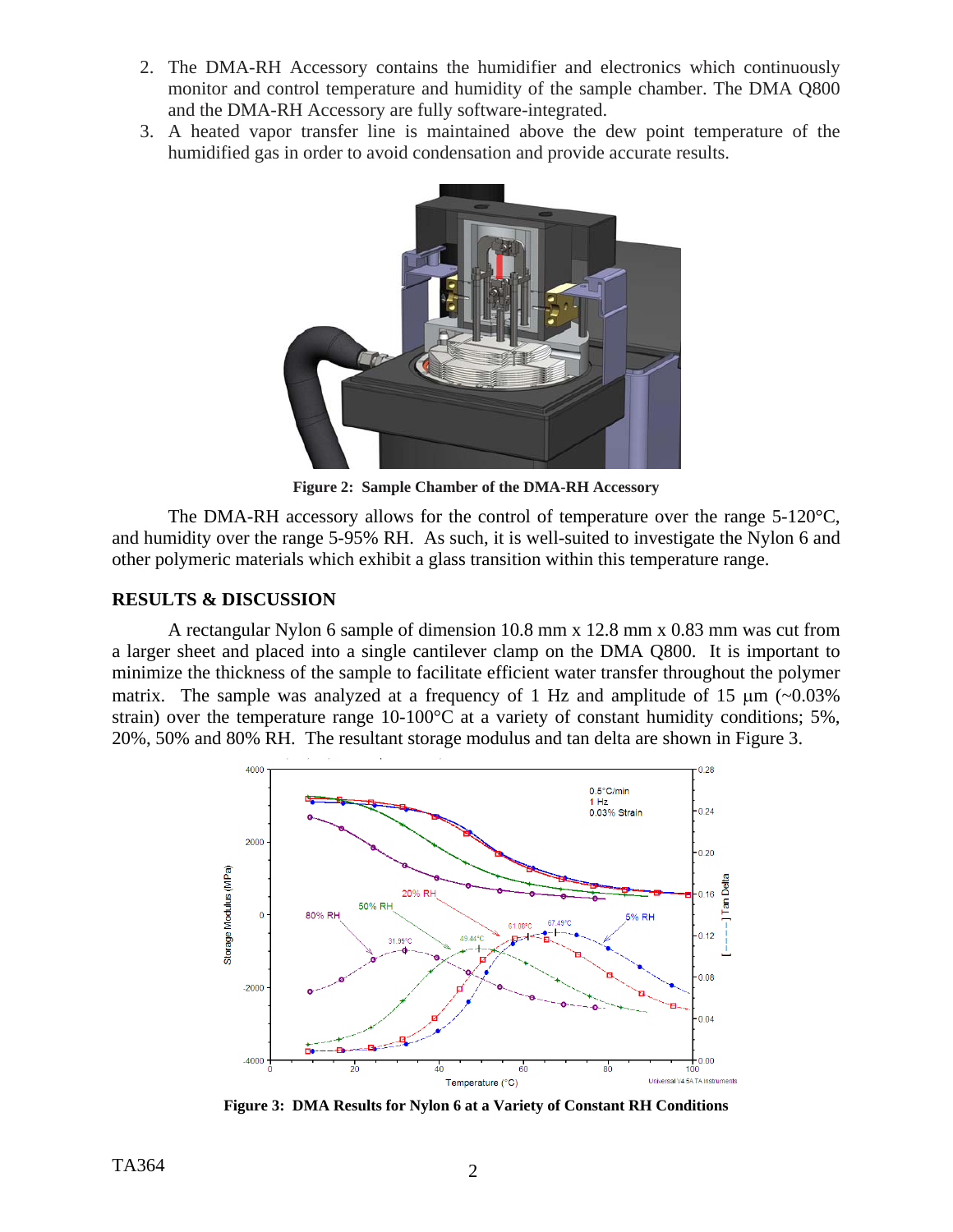2. The DMA-RH Accessory contains the humidifier and electronics which continuously monitor and control temperature and humidity of the sample chamber. The DMA Q800 and the DMA-RH Accessory are fully software-integrated.
3. A heated vapor transfer line is maintained above the dew point temperature of the humidified gas in order to avoid condensation and provide accurate results.

**Figure 2: Sample Chamber of the DMA-RH Accessory**

The DMA-RH accessory allows for the control of temperature over the range 5-120°C, and humidity over the range 5-95% RH. As such, it is well-suited to investigate the Nylon 6 and other polymeric materials which exhibit a glass transition within this temperature range.

## RESULTS & DISCUSSION

A rectangular Nylon 6 sample of dimension 10.8 mm x 12.8 mm x 0.83 mm was cut from a larger sheet and placed into a single cantilever clamp on the DMA Q800. It is important to minimize the thickness of the sample to facilitate efficient water transfer throughout the polymer matrix. The sample was analyzed at a frequency of 1 Hz and amplitude of 15 µm (~0.03% strain) over the temperature range 10-100°C at a variety of constant humidity conditions; 5%, 20%, 50% and 80% RH. The resultant storage modulus and tan delta are shown in Figure 3.

**Figure 3: DMA Results for Nylon 6 at a Variety of Constant RH Conditions**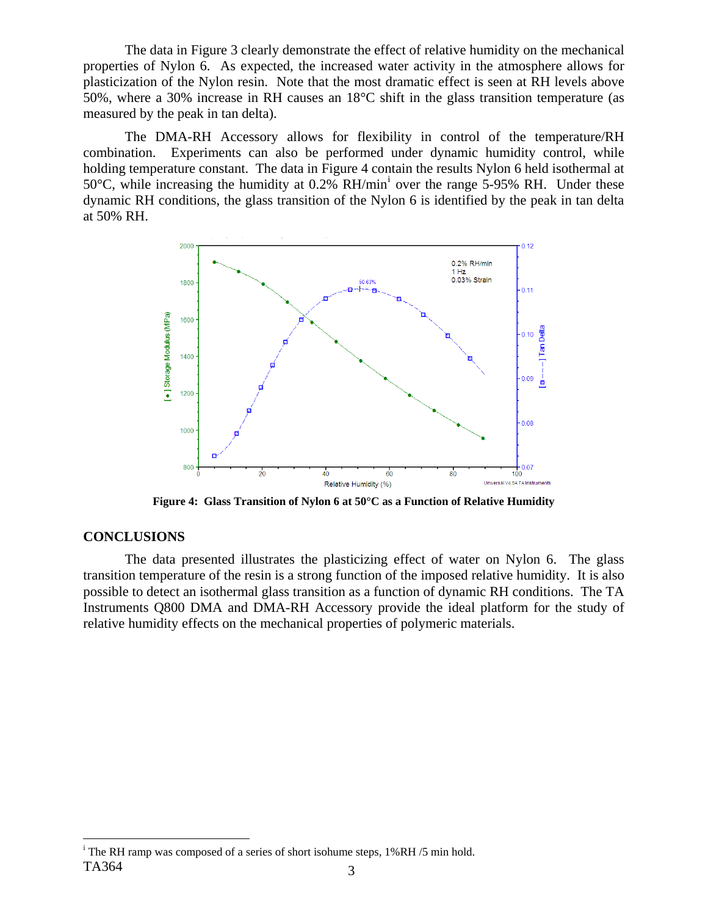The data in Figure 3 clearly demonstrate the effect of relative humidity on the mechanical properties of Nylon 6. As expected, the increased water activity in the atmosphere allows for plasticization of the Nylon resin. Note that the most dramatic effect is seen at RH levels above 50%, where a 30% increase in RH causes an 18°C shift in the glass transition temperature (as measured by the peak in tan delta).

The DMA-RH Accessory allows for flexibility in control of the temperature/RH combination. Experiments can also be performed under dynamic humidity control, while holding temperature constant. The data in Figure 4 contain the results Nylon 6 held isothermal at 50°C, while increasing the humidity at 0.2% RH/min[i] over the range 5-95% RH. Under these dynamic RH conditions, the glass transition of the Nylon 6 is identified by the peak in tan delta at 50% RH.

**Figure 4: Glass Transition of Nylon 6 at 50°C as a Function of Relative Humidity**

## CONCLUSIONS

The data presented illustrates the plasticizing effect of water on Nylon 6. The glass transition temperature of the resin is a strong function of the imposed relative humidity. It is also possible to detect an isothermal glass transition as a function of dynamic RH conditions. The TA Instruments Q800 DMA and DMA-RH Accessory provide the ideal platform for the study of relative humidity effects on the mechanical properties of polymeric materials.

[i] The RH ramp was composed of a series of short isohume steps, 1%RH /5 min hold.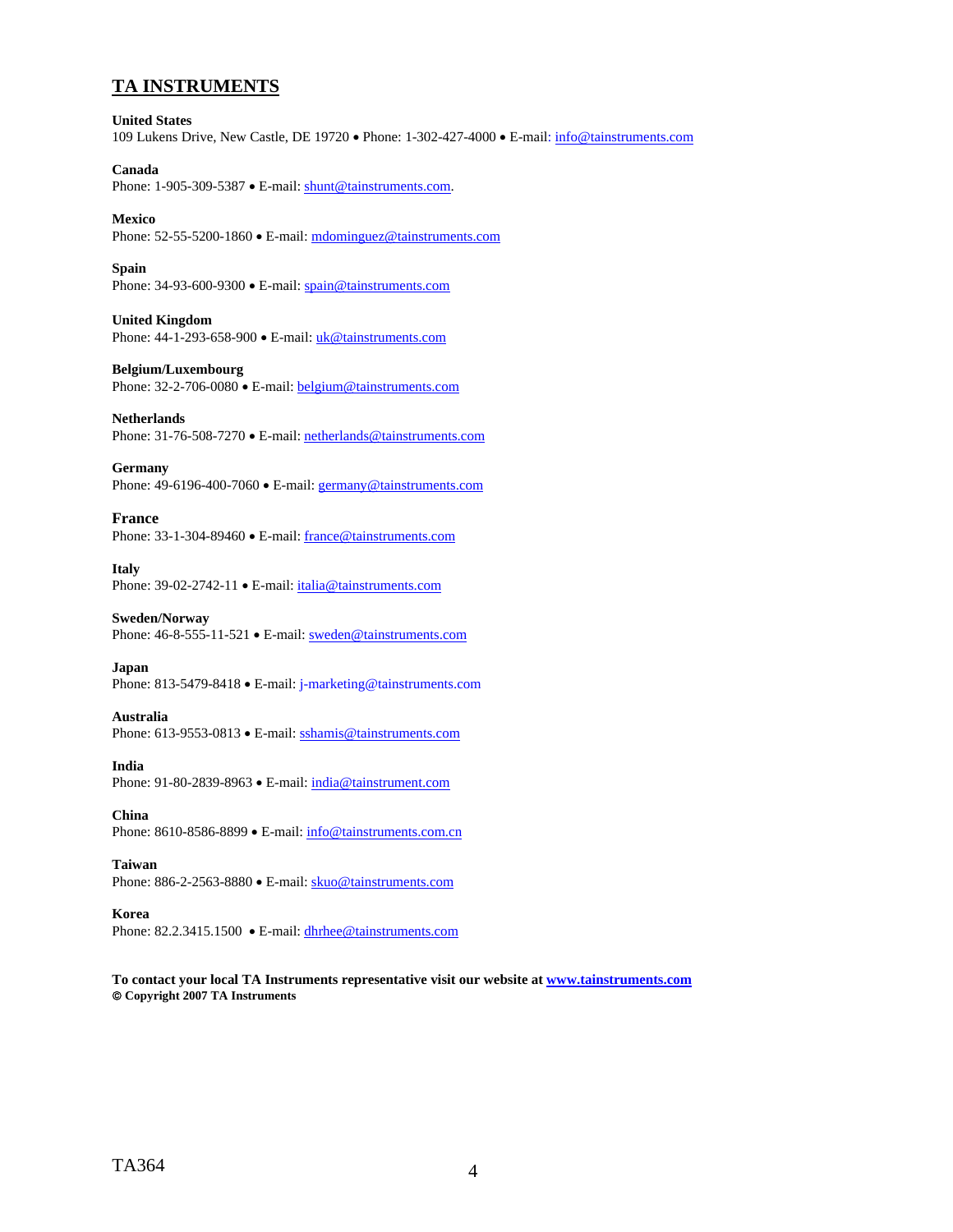## TA INSTRUMENTS

**United States**
109 Lukens Drive, New Castle, DE 19720 • Phone: 1-302-427-4000 • E-mail: info@tainstruments.com

**Canada**
Phone: 1-905-309-5387 • E-mail: shunt@tainstruments.com.

**Mexico**
Phone: 52-55-5200-1860 • E-mail: mdominguez@tainstruments.com

**Spain**
Phone: 34-93-600-9300 • E-mail: spain@tainstruments.com

**United Kingdom**
Phone: 44-1-293-658-900 • E-mail: uk@tainstruments.com

**Belgium/Luxembourg**
Phone: 32-2-706-0080 • E-mail: belgium@tainstruments.com

**Netherlands**
Phone: 31-76-508-7270 • E-mail: netherlands@tainstruments.com

**Germany**
Phone: 49-6196-400-7060 • E-mail: germany@tainstruments.com

**France**
Phone: 33-1-304-89460 • E-mail: france@tainstruments.com

**Italy**
Phone: 39-02-2742-11 • E-mail: italia@tainstruments.com

**Sweden/Norway**
Phone: 46-8-555-11-521 • E-mail: sweden@tainstruments.com

**Japan**
Phone: 813-5479-8418 • E-mail: j-marketing@tainstruments.com

**Australia**
Phone: 613-9553-0813 • E-mail: sshamis@tainstruments.com

**India**
Phone: 91-80-2839-8963 • E-mail: india@tainstrument.com

**China**
Phone: 8610-8586-8899 • E-mail: info@tainstruments.com.cn

**Taiwan**
Phone: 886-2-2563-8880 • E-mail: skuo@tainstruments.com

**Korea**
Phone: 82.2.3415.1500 • E-mail: dhrhee@tainstruments.com

**To contact your local TA Instruments representative visit our website at www.tainstruments.com**
**© Copyright 2007 TA Instruments**

TA364